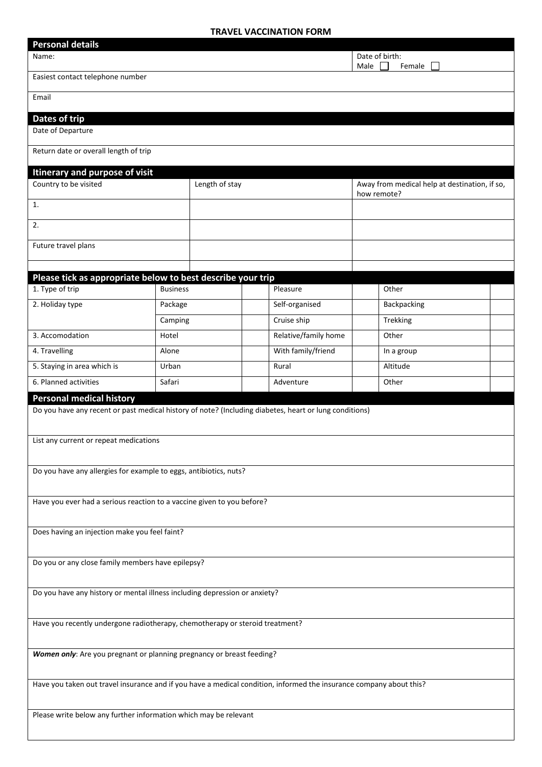# TRAVEL VACCINATION FORM

## Personal details

| Name: | Date of birth:<br>Male ☐ Female ☐ |
|---|---|
| Easiest contact telephone number | |
| Email | |

## Dates of trip

| Date of Departure |
|---|
| Return date or overall length of trip |

## Itinerary and purpose of visit

| Country to be visited | Length of stay | Away from medical help at destination, if so, how remote? |
|---|---|---|
| 1. | | |
| 2. | | |
| Future travel plans | | |
| | | |

## Please tick as appropriate below to best describe your trip

| | | | | | | |
|---|---|---|---|---|---|---|
| 1. Type of trip | Business | | Pleasure | | Other | |
| 2. Holiday type | Package | | Self-organised | | Backpacking | |
| | Camping | | Cruise ship | | Trekking | |
| 3. Accomodation | Hotel | | Relative/family home | | Other | |
| 4. Travelling | Alone | | With family/friend | | In a group | |
| 5. Staying in area which is | Urban | | Rural | | Altitude | |
| 6. Planned activities | Safari | | Adventure | | Other | |

## Personal medical history

Do you have any recent or past medical history of note? (Including diabetes, heart or lung conditions)

List any current or repeat medications

Do you have any allergies for example to eggs, antibiotics, nuts?

Have you ever had a serious reaction to a vaccine given to you before?

Does having an injection make you feel faint?

Do you or any close family members have epilepsy?

Do you have any history or mental illness including depression or anxiety?

Have you recently undergone radiotherapy, chemotherapy or steroid treatment?

***Women only***: Are you pregnant or planning pregnancy or breast feeding?

Have you taken out travel insurance and if you have a medical condition, informed the insurance company about this?

Please write below any further information which may be relevant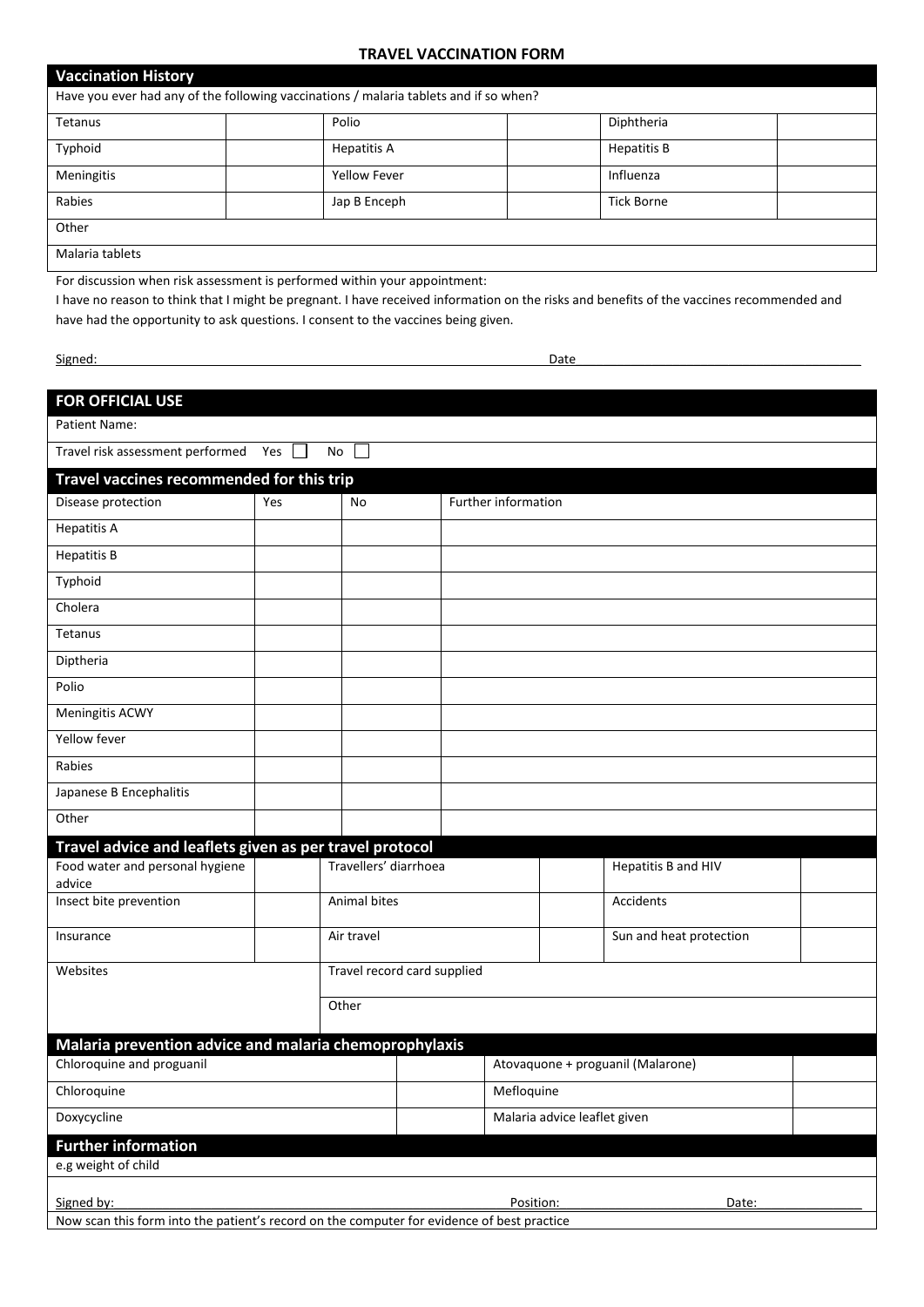## TRAVEL VACCINATION FORM

### Vaccination History

Have you ever had any of the following vaccinations / malaria tablets and if so when?

| | | | | | |
|---|---|---|---|---|---|
| Tetanus | | Polio | | Diphtheria | |
| Typhoid | | Hepatitis A | | Hepatitis B | |
| Meningitis | | Yellow Fever | | Influenza | |
| Rabies | | Jap B Enceph | | Tick Borne | |
| Other | | | | | |
| Malaria tablets | | | | | |

For discussion when risk assessment is performed within your appointment:

I have no reason to think that I might be pregnant. I have received information on the risks and benefits of the vaccines recommended and have had the opportunity to ask questions. I consent to the vaccines being given.

Signed: \_\_\_\_\_\_\_\_\_\_\_\_\_\_\_\_\_\_\_\_\_\_\_\_\_\_\_\_ Date \_\_\_\_\_\_\_\_\_\_\_\_\_\_\_\_\_\_\_\_

### FOR OFFICIAL USE

Patient Name:

Travel risk assessment performed Yes ☐ No ☐

### Travel vaccines recommended for this trip

| Disease protection | Yes | No | Further information |
|---|---|---|---|
| Hepatitis A | | | |
| Hepatitis B | | | |
| Typhoid | | | |
| Cholera | | | |
| Tetanus | | | |
| Diptheria | | | |
| Polio | | | |
| Meningitis ACWY | | | |
| Yellow fever | | | |
| Rabies | | | |
| Japanese B Encephalitis | | | |
| Other | | | |

### Travel advice and leaflets given as per travel protocol

| | | | | | |
|---|---|---|---|---|---|
| Food water and personal hygiene advice | | Travellers' diarrhoea | | Hepatitis B and HIV | |
| Insect bite prevention | | Animal bites | | Accidents | |
| Insurance | | Air travel | | Sun and heat protection | |
| Websites | | Travel record card supplied | | | |
| | | Other | | | |

### Malaria prevention advice and malaria chemoprophylaxis

| | | | |
|---|---|---|---|
| Chloroquine and proguanil | | Atovaquone + proguanil (Malarone) | |
| Chloroquine | | Mefloquine | |
| Doxycycline | | Malaria advice leaflet given | |

### Further information

e.g weight of child

Signed by: \_\_\_\_\_\_\_\_\_\_\_\_\_\_\_\_\_\_\_\_ Position: \_\_\_\_\_\_\_\_\_\_ Date: \_\_\_\_\_\_\_\_\_\_

Now scan this form into the patient's record on the computer for evidence of best practice